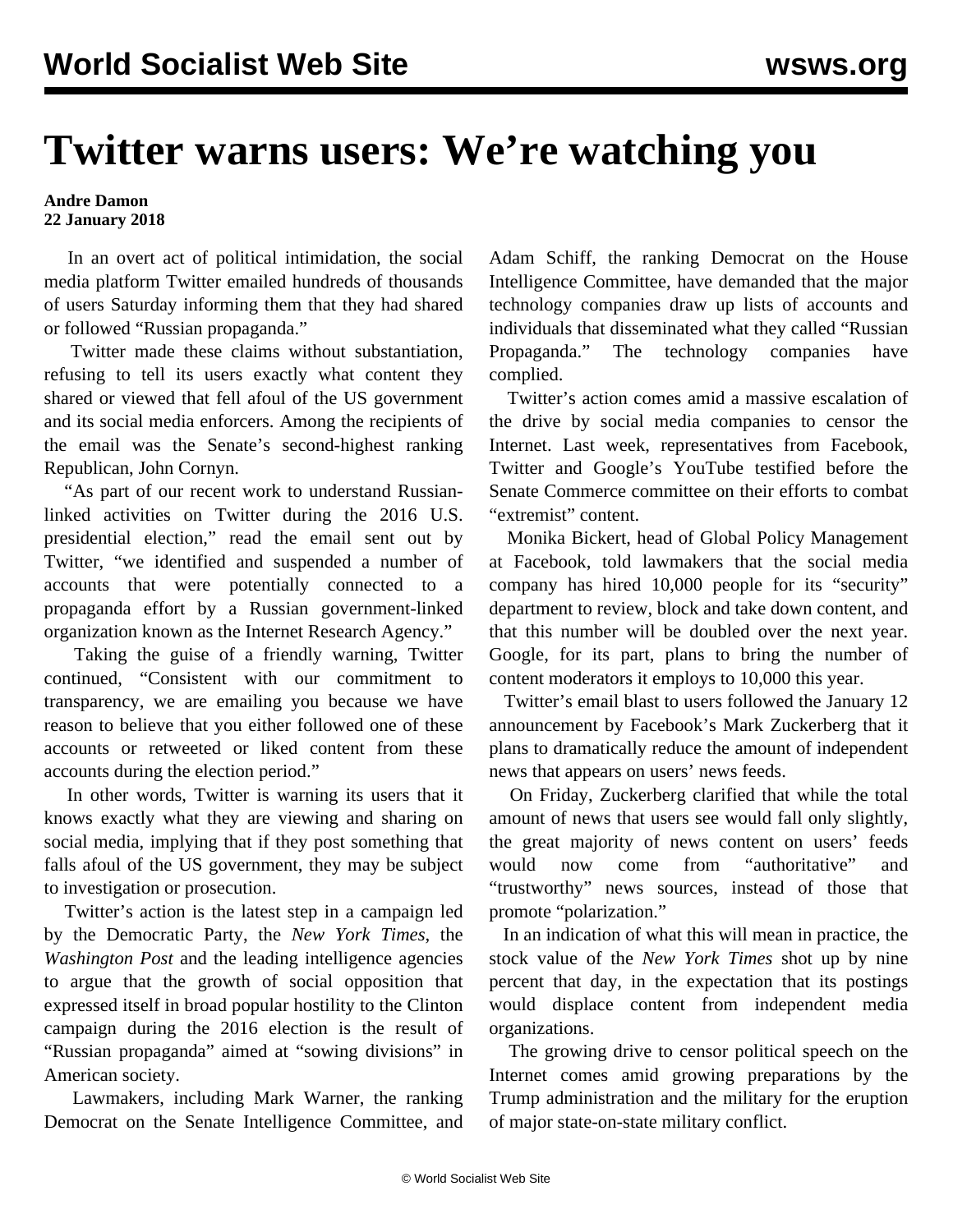# Twitter warns users: We're watching you

**Andre Damon**
**22 January 2018**

In an overt act of political intimidation, the social media platform Twitter emailed hundreds of thousands of users Saturday informing them that they had shared or followed "Russian propaganda."

Twitter made these claims without substantiation, refusing to tell its users exactly what content they shared or viewed that fell afoul of the US government and its social media enforcers. Among the recipients of the email was the Senate's second-highest ranking Republican, John Cornyn.

"As part of our recent work to understand Russian-linked activities on Twitter during the 2016 U.S. presidential election," read the email sent out by Twitter, "we identified and suspended a number of accounts that were potentially connected to a propaganda effort by a Russian government-linked organization known as the Internet Research Agency."

Taking the guise of a friendly warning, Twitter continued, "Consistent with our commitment to transparency, we are emailing you because we have reason to believe that you either followed one of these accounts or retweeted or liked content from these accounts during the election period."

In other words, Twitter is warning its users that it knows exactly what they are viewing and sharing on social media, implying that if they post something that falls afoul of the US government, they may be subject to investigation or prosecution.

Twitter's action is the latest step in a campaign led by the Democratic Party, the *New York Times*, the *Washington Post* and the leading intelligence agencies to argue that the growth of social opposition that expressed itself in broad popular hostility to the Clinton campaign during the 2016 election is the result of "Russian propaganda" aimed at "sowing divisions" in American society.

Lawmakers, including Mark Warner, the ranking Democrat on the Senate Intelligence Committee, and Adam Schiff, the ranking Democrat on the House Intelligence Committee, have demanded that the major technology companies draw up lists of accounts and individuals that disseminated what they called "Russian Propaganda." The technology companies have complied.

Twitter's action comes amid a massive escalation of the drive by social media companies to censor the Internet. Last week, representatives from Facebook, Twitter and Google's YouTube testified before the Senate Commerce committee on their efforts to combat "extremist" content.

Monika Bickert, head of Global Policy Management at Facebook, told lawmakers that the social media company has hired 10,000 people for its "security" department to review, block and take down content, and that this number will be doubled over the next year. Google, for its part, plans to bring the number of content moderators it employs to 10,000 this year.

Twitter's email blast to users followed the January 12 announcement by Facebook's Mark Zuckerberg that it plans to dramatically reduce the amount of independent news that appears on users' news feeds.

On Friday, Zuckerberg clarified that while the total amount of news that users see would fall only slightly, the great majority of news content on users' feeds would now come from "authoritative" and "trustworthy" news sources, instead of those that promote "polarization."

In an indication of what this will mean in practice, the stock value of the *New York Times* shot up by nine percent that day, in the expectation that its postings would displace content from independent media organizations.

The growing drive to censor political speech on the Internet comes amid growing preparations by the Trump administration and the military for the eruption of major state-on-state military conflict.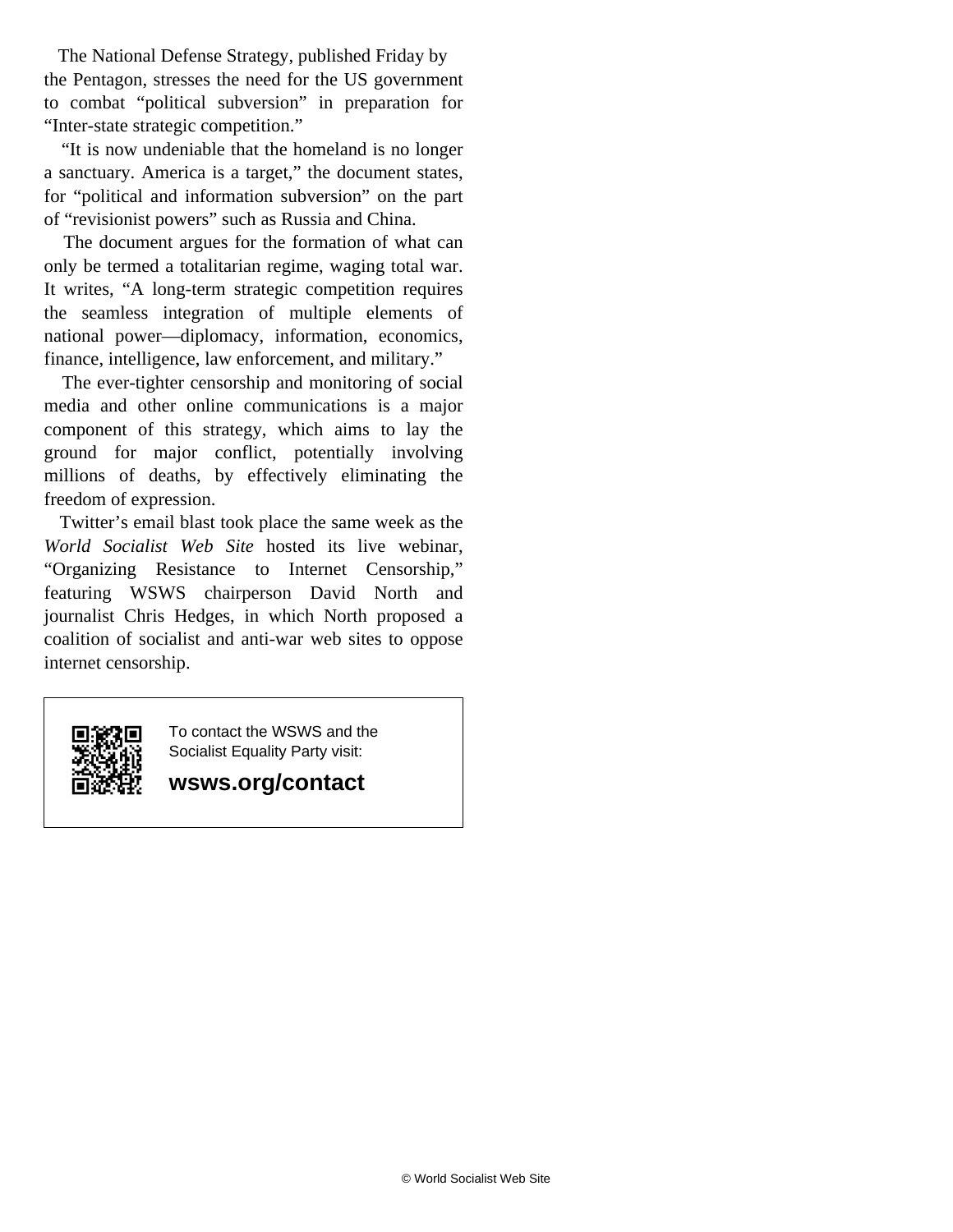The National Defense Strategy, published Friday by the Pentagon, stresses the need for the US government to combat "political subversion" in preparation for "Inter-state strategic competition."

"It is now undeniable that the homeland is no longer a sanctuary. America is a target," the document states, for "political and information subversion" on the part of "revisionist powers" such as Russia and China.

The document argues for the formation of what can only be termed a totalitarian regime, waging total war. It writes, "A long-term strategic competition requires the seamless integration of multiple elements of national power—diplomacy, information, economics, finance, intelligence, law enforcement, and military."

The ever-tighter censorship and monitoring of social media and other online communications is a major component of this strategy, which aims to lay the ground for major conflict, potentially involving millions of deaths, by effectively eliminating the freedom of expression.

Twitter's email blast took place the same week as the *World Socialist Web Site* hosted its live webinar, "Organizing Resistance to Internet Censorship," featuring WSWS chairperson David North and journalist Chris Hedges, in which North proposed a coalition of socialist and anti-war web sites to oppose internet censorship.

To contact the WSWS and the Socialist Equality Party visit:

**wsws.org/contact**